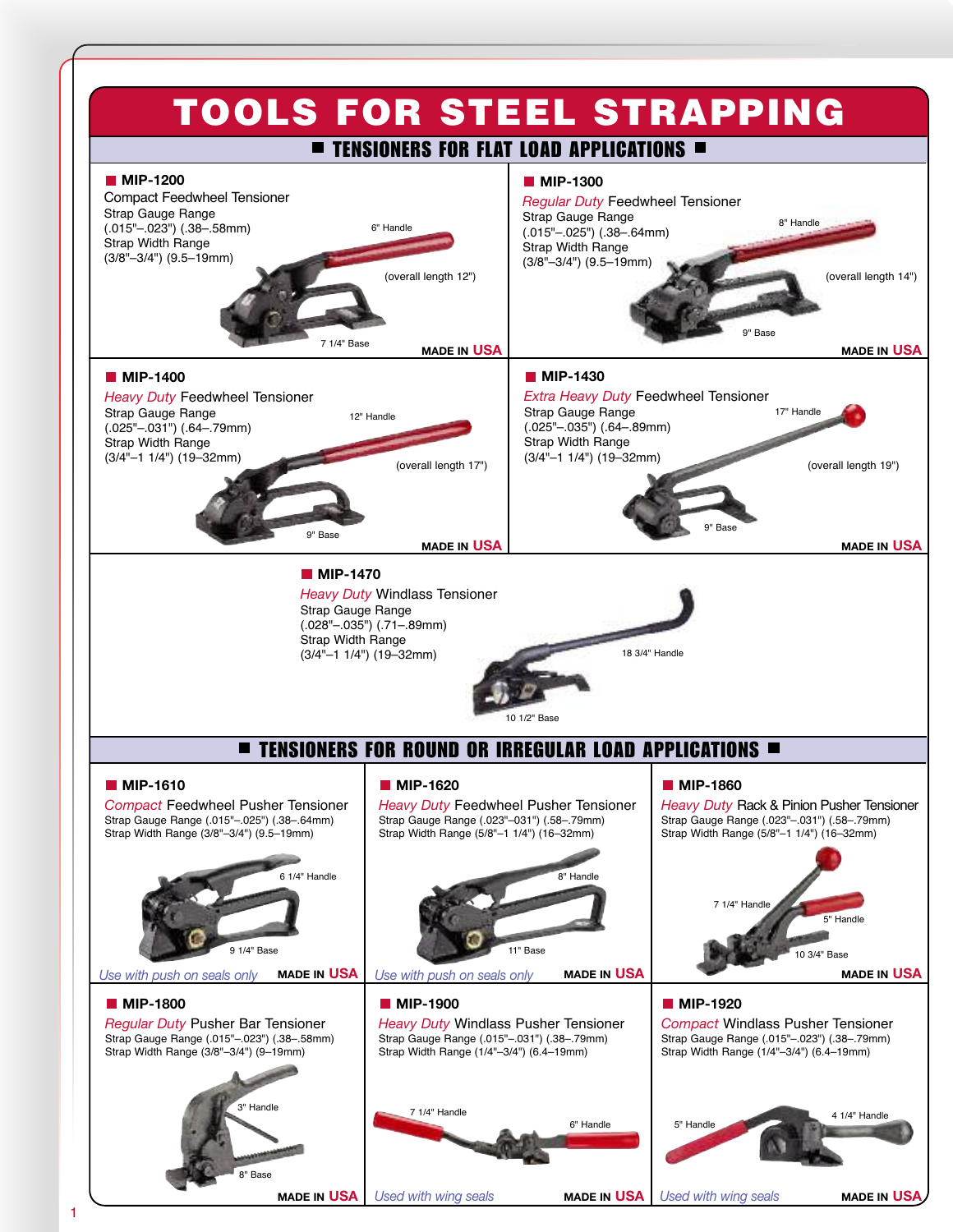# TOOLS FOR STEEL STRAPPING

## TENSIONERS FOR FLAT LOAD APPLICATIONS

### MIP-1200

Compact Feedwheel Tensioner
Strap Gauge Range
(.015"–.023") (.38–.58mm)
Strap Width Range
(3/8"–3/4") (9.5–19mm)

6" Handle
(overall length 12")
7 1/4" Base

**MADE IN USA**

### MIP-1300

*Regular Duty* Feedwheel Tensioner
Strap Gauge Range
(.015"–.025") (.38–.64mm)
Strap Width Range
(3/8"–3/4") (9.5–19mm)

8" Handle
(overall length 14")
9" Base

**MADE IN USA**

### MIP-1400

*Heavy Duty* Feedwheel Tensioner
Strap Gauge Range
(.025"–.031") (.64–.79mm)
Strap Width Range
(3/4"–1 1/4") (19–32mm)

12" Handle
(overall length 17")
9" Base

**MADE IN USA**

### MIP-1430

*Extra Heavy Duty* Feedwheel Tensioner
Strap Gauge Range
(.025"–.035") (.64–.89mm)
Strap Width Range
(3/4"–1 1/4") (19–32mm)

17" Handle
(overall length 19")
9" Base

**MADE IN USA**

### MIP-1470

*Heavy Duty* Windlass Tensioner
Strap Gauge Range
(.028"–.035") (.71–.89mm)
Strap Width Range
(3/4"–1 1/4") (19–32mm)

18 3/4" Handle
10 1/2" Base

## TENSIONERS FOR ROUND OR IRREGULAR LOAD APPLICATIONS

### MIP-1610

*Compact* Feedwheel Pusher Tensioner
Strap Gauge Range (.015"–.025") (.38–.64mm)
Strap Width Range (3/8"–3/4") (9.5–19mm)

6 1/4" Handle
9 1/4" Base

*Use with push on seals only*

**MADE IN USA**

### MIP-1620

*Heavy Duty* Feedwheel Pusher Tensioner
Strap Gauge Range (.023"–031") (.58–.79mm)
Strap Width Range (5/8"–1 1/4") (16–32mm)

8" Handle
11" Base

*Use with push on seals only*

**MADE IN USA**

### MIP-1860

*Heavy Duty* Rack & Pinion Pusher Tensioner
Strap Gauge Range (.023"–.031") (.58–.79mm)
Strap Width Range (5/8"–1 1/4") (16–32mm)

7 1/4" Handle
5" Handle
10 3/4" Base

**MADE IN USA**

### MIP-1800

*Regular Duty* Pusher Bar Tensioner
Strap Gauge Range (.015"–.023") (.38–.58mm)
Strap Width Range (3/8"–3/4") (9–19mm)

3" Handle
8" Base

**MADE IN USA**

### MIP-1900

*Heavy Duty* Windlass Pusher Tensioner
Strap Gauge Range (.015"–.031") (.38–.79mm)
Strap Width Range (1/4"–3/4") (6.4–19mm)

7 1/4" Handle
6" Handle

*Used with wing seals*

**MADE IN USA**

### MIP-1920

*Compact* Windlass Pusher Tensioner
Strap Gauge Range (.015"–.023") (.38–.79mm)
Strap Width Range (1/4"–3/4") (6.4–19mm)

5" Handle
4 1/4" Handle

*Used with wing seals*

**MADE IN USA**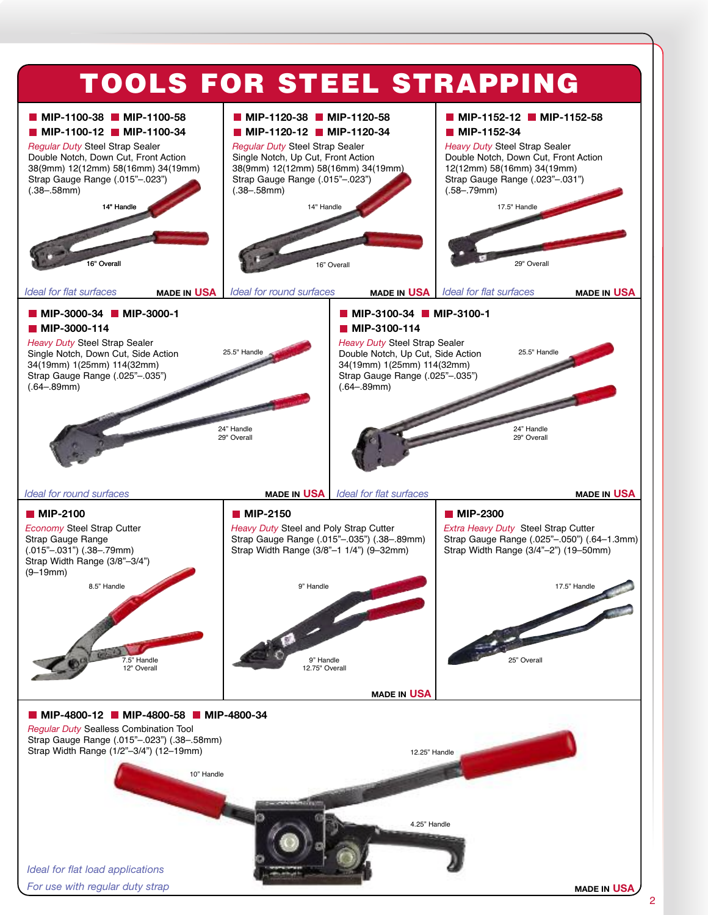# TOOLS FOR STEEL STRAPPING

## ■ MIP-1100-38 ■ MIP-1100-58 ■ MIP-1100-12 ■ MIP-1100-34

*Regular Duty* Steel Strap Sealer
Double Notch, Down Cut, Front Action
38(9mm) 12(12mm) 58(16mm) 34(19mm)
Strap Gauge Range (.015"–.023")
(.38–.58mm)

14" Handle
16" Overall

*Ideal for flat surfaces*

**MADE IN USA**

## ■ MIP-1120-38 ■ MIP-1120-58 ■ MIP-1120-12 ■ MIP-1120-34

*Regular Duty* Steel Strap Sealer
Single Notch, Up Cut, Front Action
38(9mm) 12(12mm) 58(16mm) 34(19mm)
Strap Gauge Range (.015"–.023")
(.38–.58mm)

14" Handle
16" Overall

*Ideal for round surfaces*

**MADE IN USA**

## ■ MIP-1152-12 ■ MIP-1152-58 ■ MIP-1152-34

*Heavy Duty* Steel Strap Sealer
Double Notch, Down Cut, Front Action
12(12mm) 58(16mm) 34(19mm)
Strap Gauge Range (.023"–.031")
(.58–.79mm)

17.5" Handle
29" Overall

*Ideal for flat surfaces*

**MADE IN USA**

## ■ MIP-3000-34 ■ MIP-3000-1 ■ MIP-3000-114

*Heavy Duty* Steel Strap Sealer
Single Notch, Down Cut, Side Action
34(19mm) 1(25mm) 114(32mm)
Strap Gauge Range (.025"–.035")
(.64–.89mm)

25.5" Handle
24" Handle
29" Overall

*Ideal for round surfaces*

**MADE IN USA**

## ■ MIP-3100-34 ■ MIP-3100-1 ■ MIP-3100-114

*Heavy Duty* Steel Strap Sealer
Double Notch, Up Cut, Side Action
34(19mm) 1(25mm) 114(32mm)
Strap Gauge Range (.025"–.035")
(.64–.89mm)

25.5" Handle
24" Handle
29" Overall

*Ideal for flat surfaces*

**MADE IN USA**

## ■ MIP-2100

*Economy* Steel Strap Cutter
Strap Gauge Range
(.015"–.031") (.38–.79mm)
Strap Width Range (3/8"–3/4")
(9–19mm)

8.5" Handle
7.5" Handle
12" Overall

## ■ MIP-2150

*Heavy Duty* Steel and Poly Strap Cutter
Strap Gauge Range (.015"–.035") (.38–.89mm)
Strap Width Range (3/8"–1 1/4") (9–32mm)

9" Handle
9" Handle
12.75" Overall

**MADE IN USA**

## ■ MIP-2300

*Extra Heavy Duty* Steel Strap Cutter
Strap Gauge Range (.025"–.050") (.64–1.3mm)
Strap Width Range (3/4"–2") (19–50mm)

17.5" Handle
25" Overall

## ■ MIP-4800-12 ■ MIP-4800-58 ■ MIP-4800-34

*Regular Duty* Sealless Combination Tool
Strap Gauge Range (.015"–.023") (.38–.58mm)
Strap Width Range (1/2"–3/4") (12–19mm)

10" Handle
12.25" Handle
4.25" Handle

*Ideal for flat load applications*
*For use with regular duty strap*

**MADE IN USA**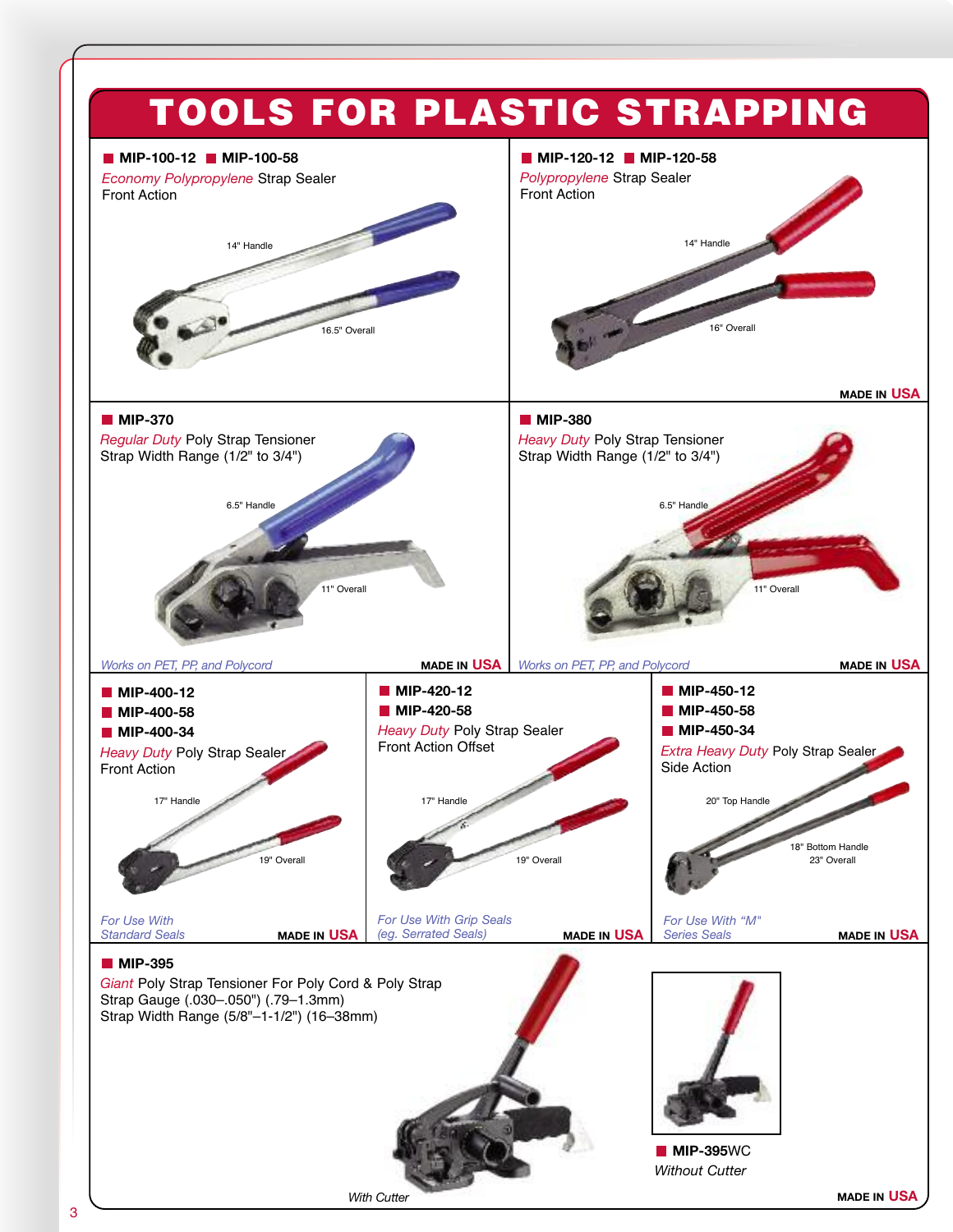# TOOLS FOR PLASTIC STRAPPING

## MIP-100-12 ■ MIP-100-58

*Economy Polypropylene* Strap Sealer
Front Action

14" Handle
16.5" Overall

## MIP-120-12 ■ MIP-120-58

*Polypropylene* Strap Sealer
Front Action

14" Handle
16" Overall

**MADE IN USA**

## MIP-370

*Regular Duty* Poly Strap Tensioner
Strap Width Range (1/2" to 3/4")

6.5" Handle
11" Overall

*Works on PET, PP, and Polycord*

**MADE IN USA**

## MIP-380

*Heavy Duty* Poly Strap Tensioner
Strap Width Range (1/2" to 3/4")

6.5" Handle
11" Overall

*Works on PET, PP, and Polycord*

**MADE IN USA**

## MIP-400-12
## MIP-400-58
## MIP-400-34

*Heavy Duty* Poly Strap Sealer
Front Action

17" Handle
19" Overall

*For Use With Standard Seals*

**MADE IN USA**

## MIP-420-12
## MIP-420-58

*Heavy Duty* Poly Strap Sealer
Front Action Offset

17" Handle
19" Overall

*For Use With Grip Seals (eg. Serrated Seals)*

**MADE IN USA**

## MIP-450-12
## MIP-450-58
## MIP-450-34

*Extra Heavy Duty* Poly Strap Sealer
Side Action

20" Top Handle
18" Bottom Handle
23" Overall

*For Use With "M" Series Seals*

**MADE IN USA**

## MIP-395

*Giant* Poly Strap Tensioner For Poly Cord & Poly Strap
Strap Gauge (.030–.050") (.79–1.3mm)
Strap Width Range (5/8"–1-1/2") (16–38mm)

*With Cutter*

## MIP-395WC

*Without Cutter*

**MADE IN USA**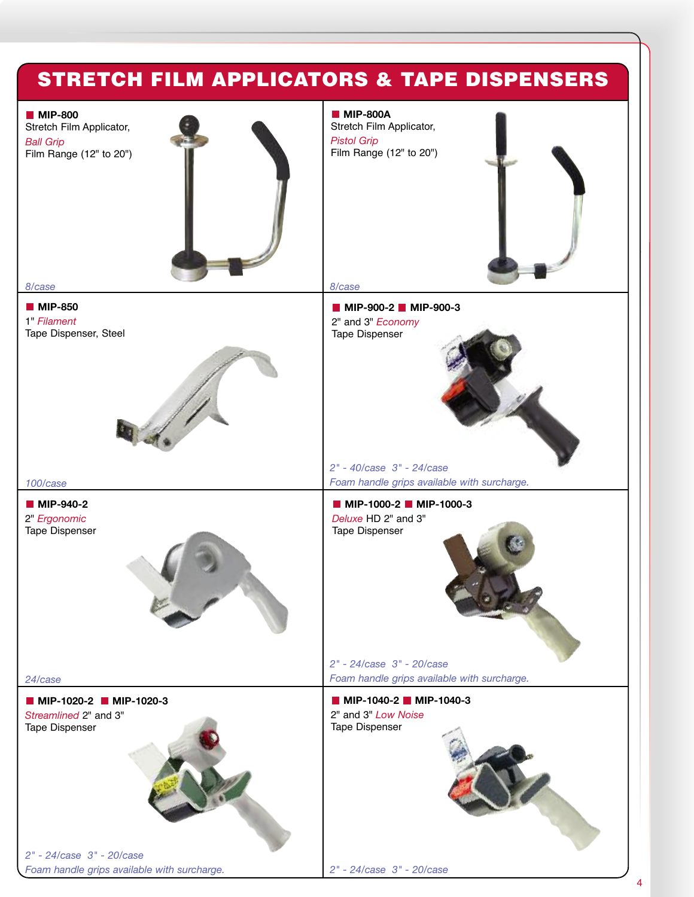# STRETCH FILM APPLICATORS & TAPE DISPENSERS

**MIP-800**
Stretch Film Applicator,
*Ball Grip*
Film Range (12" to 20")

*8/case*

**MIP-800A**
Stretch Film Applicator,
*Pistol Grip*
Film Range (12" to 20")

*8/case*

**MIP-850**
1" *Filament*
Tape Dispenser, Steel

*100/case*

**MIP-900-2** **MIP-900-3**
2" and 3" *Economy*
Tape Dispenser

*2" - 40/case 3" - 24/case*
*Foam handle grips available with surcharge.*

**MIP-940-2**
2" *Ergonomic*
Tape Dispenser

*24/case*

**MIP-1000-2** **MIP-1000-3**
*Deluxe* HD 2" and 3"
Tape Dispenser

*2" - 24/case 3" - 20/case*
*Foam handle grips available with surcharge.*

**MIP-1020-2** **MIP-1020-3**
*Streamlined* 2" and 3"
Tape Dispenser

*2" - 24/case 3" - 20/case*
*Foam handle grips available with surcharge.*

**MIP-1040-2** **MIP-1040-3**
2" and 3" *Low Noise*
Tape Dispenser

*2" - 24/case 3" - 20/case*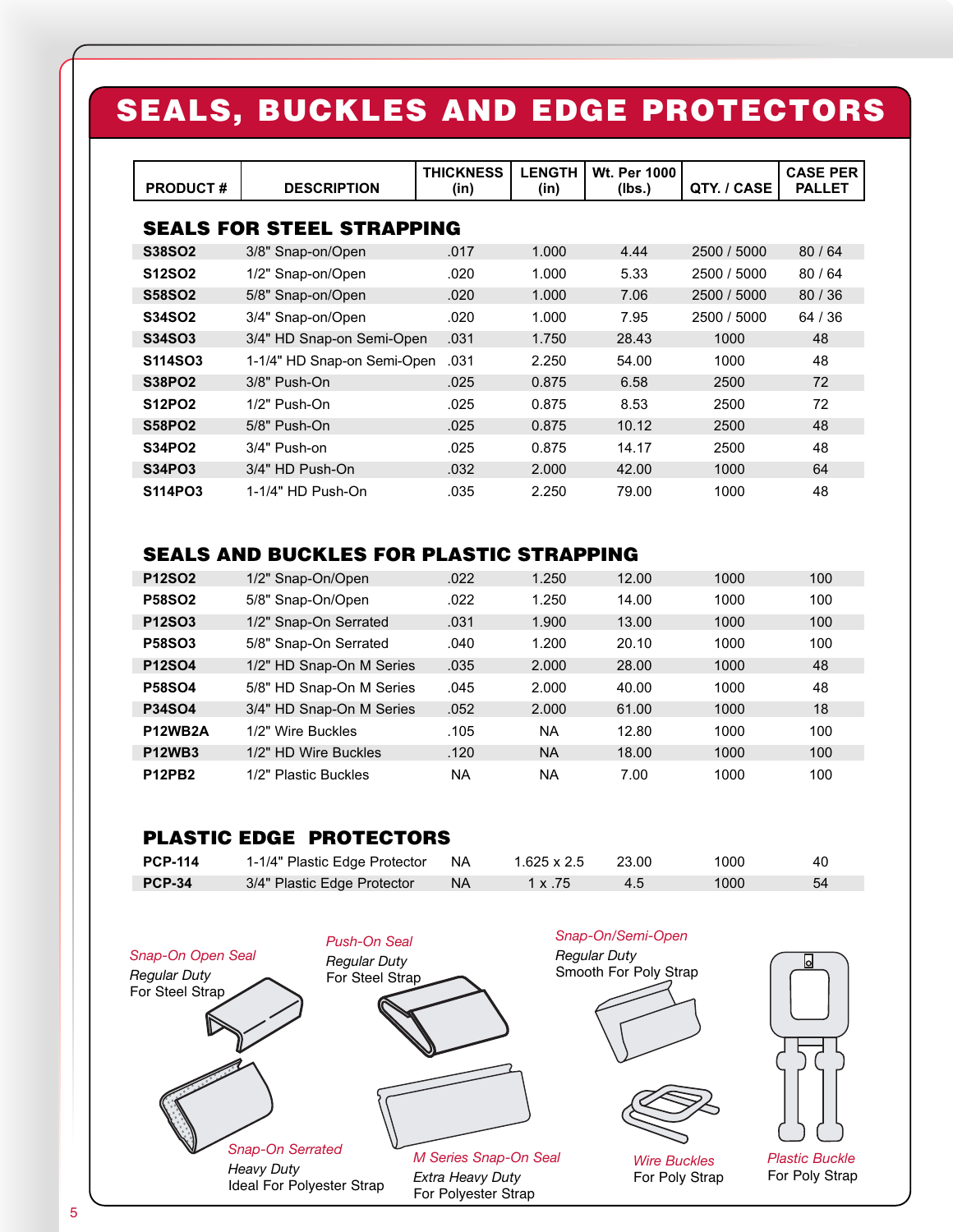# SEALS, BUCKLES AND EDGE PROTECTORS

| PRODUCT # | DESCRIPTION | THICKNESS (in) | LENGTH (in) | Wt. Per 1000 (lbs.) | QTY. / CASE | CASE PER PALLET |
|---|---|---|---|---|---|---|
| **SEALS FOR STEEL STRAPPING** | | | | | | |
| **S38SO2** | 3/8" Snap-on/Open | .017 | 1.000 | 4.44 | 2500 / 5000 | 80 / 64 |
| **S12SO2** | 1/2" Snap-on/Open | .020 | 1.000 | 5.33 | 2500 / 5000 | 80 / 64 |
| **S58SO2** | 5/8" Snap-on/Open | .020 | 1.000 | 7.06 | 2500 / 5000 | 80 / 36 |
| **S34SO2** | 3/4" Snap-on/Open | .020 | 1.000 | 7.95 | 2500 / 5000 | 64 / 36 |
| **S34SO3** | 3/4" HD Snap-on Semi-Open | .031 | 1.750 | 28.43 | 1000 | 48 |
| **S114SO3** | 1-1/4" HD Snap-on Semi-Open | .031 | 2.250 | 54.00 | 1000 | 48 |
| **S38PO2** | 3/8" Push-On | .025 | 0.875 | 6.58 | 2500 | 72 |
| **S12PO2** | 1/2" Push-On | .025 | 0.875 | 8.53 | 2500 | 72 |
| **S58PO2** | 5/8" Push-On | .025 | 0.875 | 10.12 | 2500 | 48 |
| **S34PO2** | 3/4" Push-on | .025 | 0.875 | 14.17 | 2500 | 48 |
| **S34PO3** | 3/4" HD Push-On | .032 | 2.000 | 42.00 | 1000 | 64 |
| **S114PO3** | 1-1/4" HD Push-On | .035 | 2.250 | 79.00 | 1000 | 48 |
| **SEALS AND BUCKLES FOR PLASTIC STRAPPING** | | | | | | |
| **P12SO2** | 1/2" Snap-On/Open | .022 | 1.250 | 12.00 | 1000 | 100 |
| **P58SO2** | 5/8" Snap-On/Open | .022 | 1.250 | 14.00 | 1000 | 100 |
| **P12SO3** | 1/2" Snap-On Serrated | .031 | 1.900 | 13.00 | 1000 | 100 |
| **P58SO3** | 5/8" Snap-On Serrated | .040 | 1.200 | 20.10 | 1000 | 100 |
| **P12SO4** | 1/2" HD Snap-On M Series | .035 | 2.000 | 28.00 | 1000 | 48 |
| **P58SO4** | 5/8" HD Snap-On M Series | .045 | 2.000 | 40.00 | 1000 | 48 |
| **P34SO4** | 3/4" HD Snap-On M Series | .052 | 2.000 | 61.00 | 1000 | 18 |
| **P12WB2A** | 1/2" Wire Buckles | .105 | NA | 12.80 | 1000 | 100 |
| **P12WB3** | 1/2" HD Wire Buckles | .120 | NA | 18.00 | 1000 | 100 |
| **P12PB2** | 1/2" Plastic Buckles | NA | NA | 7.00 | 1000 | 100 |
| **PLASTIC EDGE PROTECTORS** | | | | | | |
| **PCP-114** | 1-1/4" Plastic Edge Protector | NA | 1.625 x 2.5 | 23.00 | 1000 | 40 |
| **PCP-34** | 3/4" Plastic Edge Protector | NA | 1 x .75 | 4.5 | 1000 | 54 |

*Snap-On Open Seal*
*Regular Duty*
For Steel Strap

*Push-On Seal*
*Regular Duty*
For Steel Strap

*Snap-On/Semi-Open*
*Regular Duty*
Smooth For Poly Strap

*Snap-On Serrated*
*Heavy Duty*
Ideal For Polyester Strap

*M Series Snap-On Seal*
*Extra Heavy Duty*
For Polyester Strap

*Wire Buckles*
For Poly Strap

*Plastic Buckle*
For Poly Strap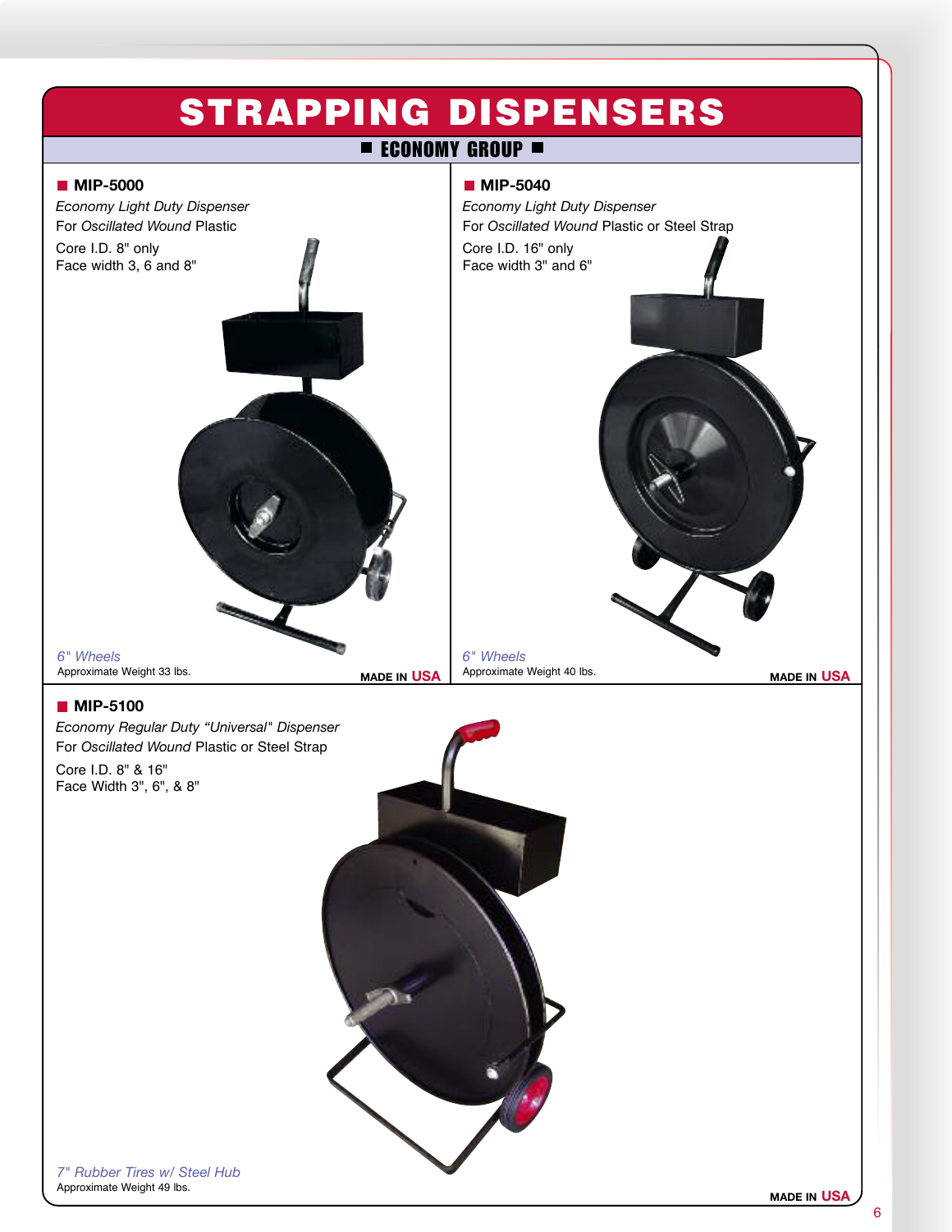# STRAPPING DISPENSERS

## ECONOMY GROUP

### MIP-5000

*Economy Light Duty Dispenser*

For *Oscillated Wound* Plastic

Core I.D. 8" only

Face width 3, 6 and 8"

*6" Wheels*

Approximate Weight 33 lbs.

**MADE IN USA**

### MIP-5040

*Economy Light Duty Dispenser*

For *Oscillated Wound* Plastic or Steel Strap

Core I.D. 16" only

Face width 3" and 6"

*6" Wheels*

Approximate Weight 40 lbs.

**MADE IN USA**

### MIP-5100

*Economy Regular Duty "Universal" Dispenser*

For *Oscillated Wound* Plastic or Steel Strap

Core I.D. 8" & 16"

Face Width 3", 6", & 8"

*7" Rubber Tires w/ Steel Hub*

Approximate Weight 49 lbs.

**MADE IN USA**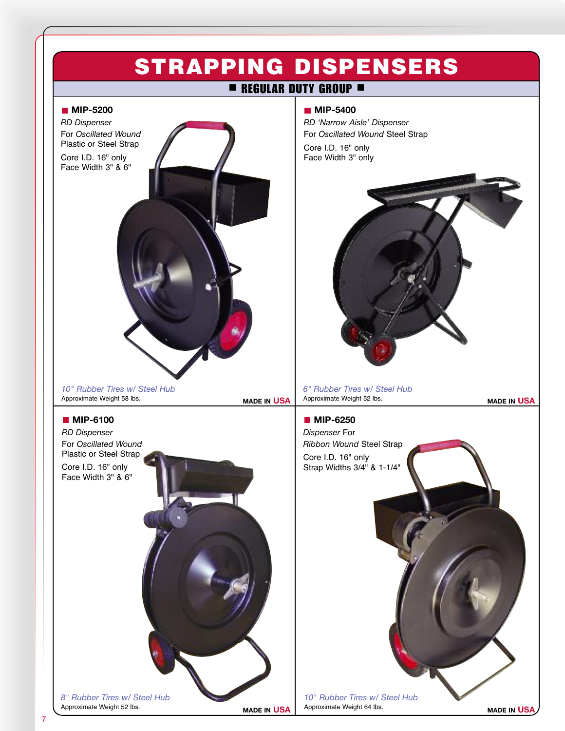# STRAPPING DISPENSERS

## REGULAR DUTY GROUP

### MIP-5200

*RD Dispenser*

For *Oscillated Wound* Plastic or Steel Strap

Core I.D. 16" only
Face Width 3" & 6"

*10" Rubber Tires w/ Steel Hub*

Approximate Weight 58 lbs.

**MADE IN USA**

### MIP-5400

*RD 'Narrow Aisle' Dispenser*

For *Oscillated Wound* Steel Strap

Core I.D. 16" only
Face Width 3" only

*6" Rubber Tires w/ Steel Hub*

Approximate Weight 52 lbs.

**MADE IN USA**

### MIP-6100

*RD Dispenser*

For *Oscillated Wound* Plastic or Steel Strap

Core I.D. 16" only
Face Width 3" & 6"

*8" Rubber Tires w/ Steel Hub*

Approximate Weight 52 lbs.

**MADE IN USA**

### MIP-6250

*Dispenser* For *Ribbon Wound* Steel Strap

Core I.D. 16" only
Strap Widths 3/4" & 1-1/4"

*10" Rubber Tires w/ Steel Hub*

Approximate Weight 64 lbs.

**MADE IN USA**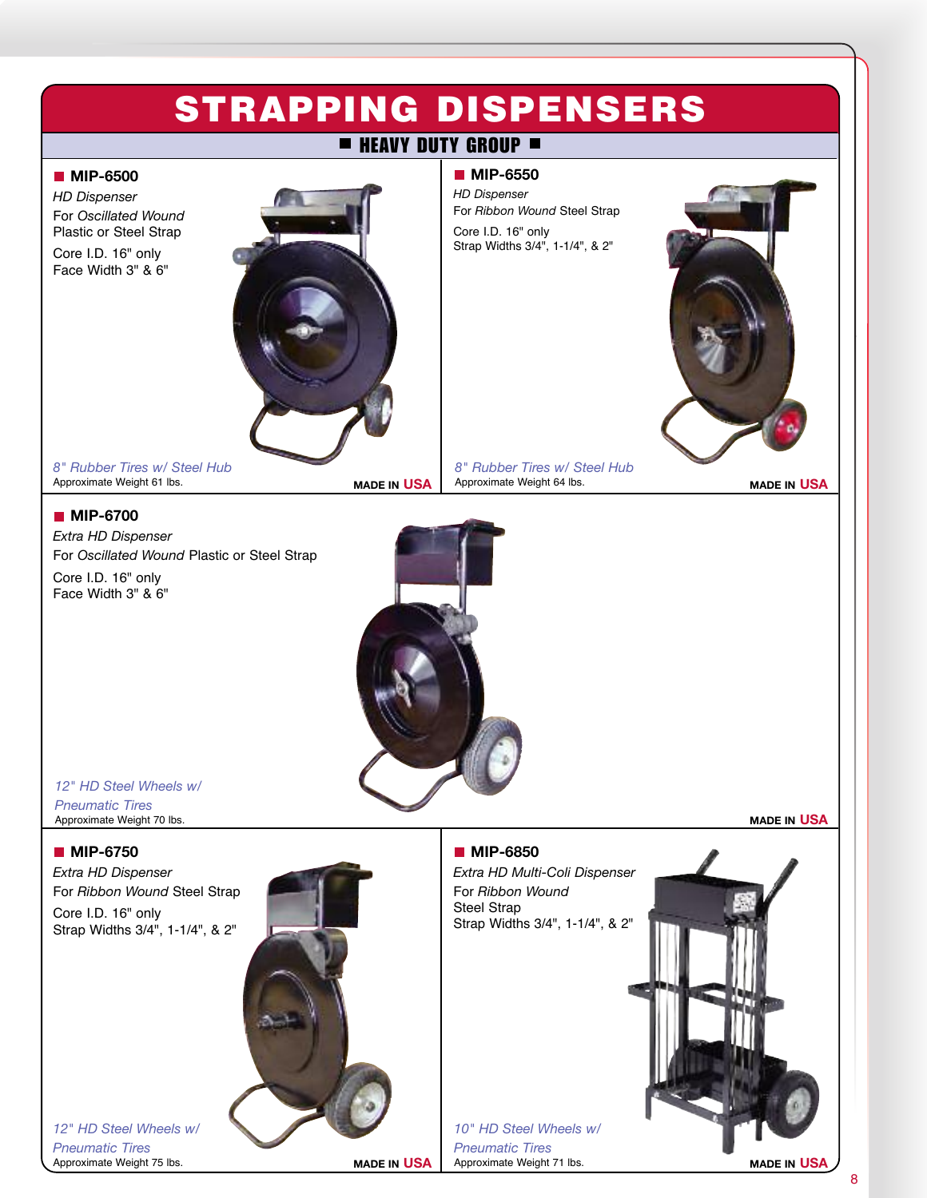# STRAPPING DISPENSERS

## HEAVY DUTY GROUP

### MIP-6500

*HD Dispenser*

For *Oscillated Wound* Plastic or Steel Strap

Core I.D. 16" only
Face Width 3" & 6"

*8" Rubber Tires w/ Steel Hub*
Approximate Weight 61 lbs.

MADE IN USA

### MIP-6550

*HD Dispenser*

For *Ribbon Wound* Steel Strap

Core I.D. 16" only
Strap Widths 3/4", 1-1/4", & 2"

*8" Rubber Tires w/ Steel Hub*
Approximate Weight 64 lbs.

MADE IN USA

### MIP-6700

*Extra HD Dispenser*

For *Oscillated Wound* Plastic or Steel Strap

Core I.D. 16" only
Face Width 3" & 6"

*12" HD Steel Wheels w/ Pneumatic Tires*
Approximate Weight 70 lbs.

MADE IN USA

### MIP-6750

*Extra HD Dispenser*

For *Ribbon Wound* Steel Strap

Core I.D. 16" only
Strap Widths 3/4", 1-1/4", & 2"

*12" HD Steel Wheels w/ Pneumatic Tires*
Approximate Weight 75 lbs.

MADE IN USA

### MIP-6850

*Extra HD Multi-Coli Dispenser*

For *Ribbon Wound* Steel Strap

Strap Widths 3/4", 1-1/4", & 2"

*10" HD Steel Wheels w/ Pneumatic Tires*
Approximate Weight 71 lbs.

MADE IN USA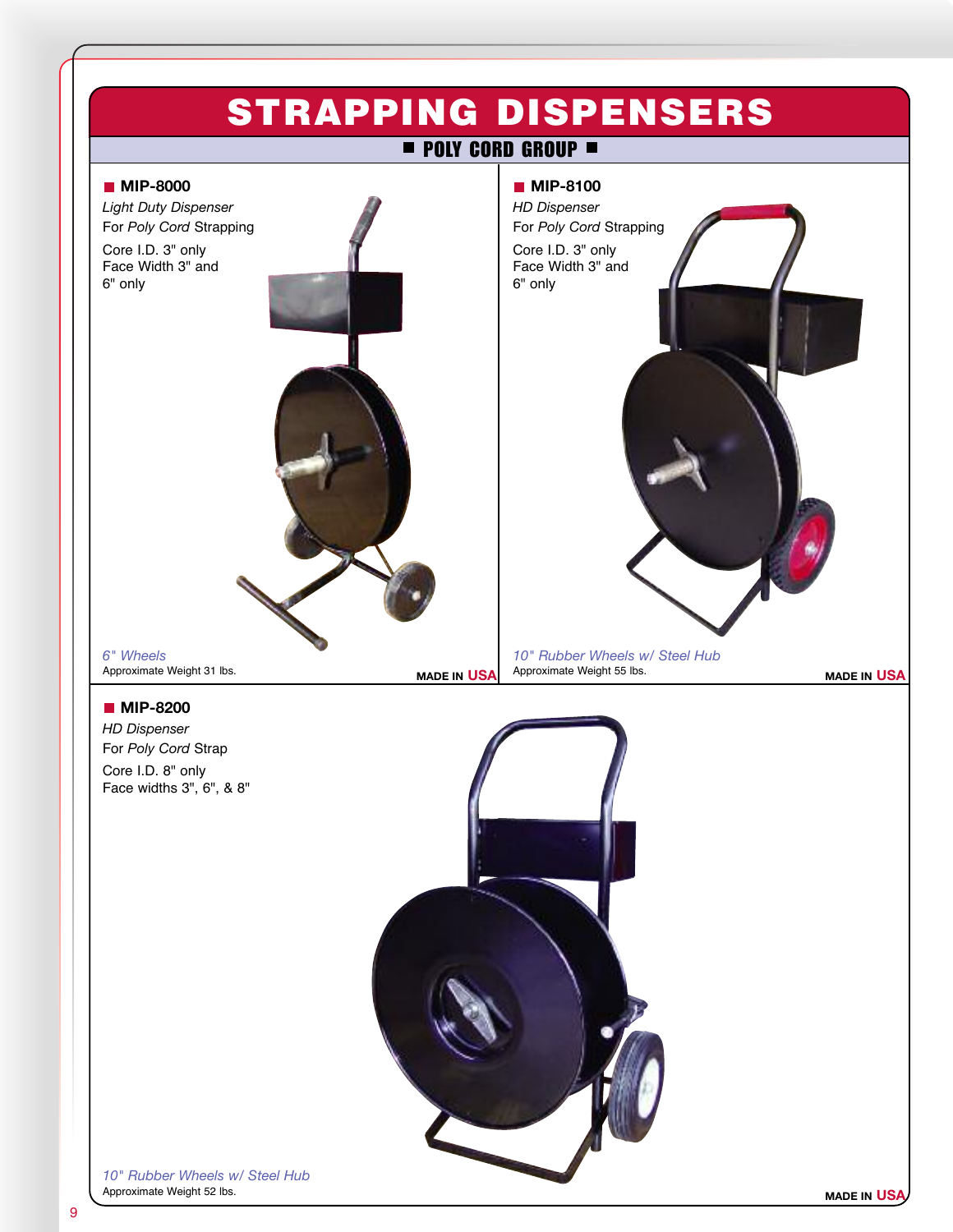# STRAPPING DISPENSERS

## POLY CORD GROUP

### MIP-8000

*Light Duty Dispenser*
For *Poly Cord* Strapping

Core I.D. 3" only
Face Width 3" and 6" only

*6" Wheels*
Approximate Weight 31 lbs.

**MADE IN USA**

### MIP-8100

*HD Dispenser*
For *Poly Cord* Strapping

Core I.D. 3" only
Face Width 3" and 6" only

*10" Rubber Wheels w/ Steel Hub*
Approximate Weight 55 lbs.

**MADE IN USA**

### MIP-8200

*HD Dispenser*
For *Poly Cord* Strap

Core I.D. 8" only
Face widths 3", 6", & 8"

*10" Rubber Wheels w/ Steel Hub*
Approximate Weight 52 lbs.

**MADE IN USA**